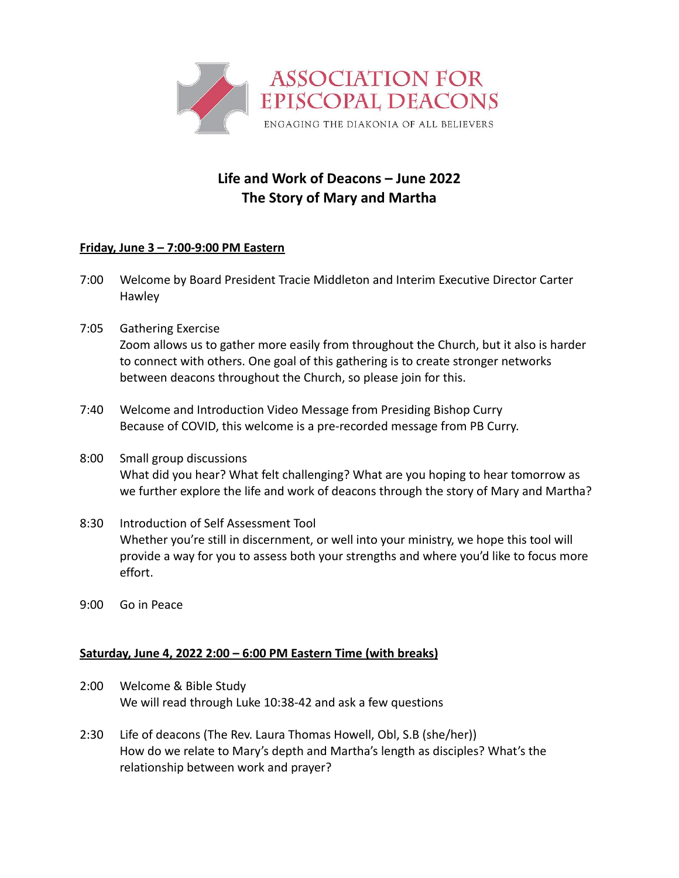ASSOCIATION FOR EPISCOPAL DEACONS

ENGAGING THE DIAKONIA OF ALL BELIEVERS

# Life and Work of Deacons – June 2022
# The Story of Mary and Martha

**Friday, June 3 – 7:00-9:00 PM Eastern**

7:00 Welcome by Board President Tracie Middleton and Interim Executive Director Carter Hawley

7:05 Gathering Exercise
Zoom allows us to gather more easily from throughout the Church, but it also is harder to connect with others. One goal of this gathering is to create stronger networks between deacons throughout the Church, so please join for this.

7:40 Welcome and Introduction Video Message from Presiding Bishop Curry
Because of COVID, this welcome is a pre-recorded message from PB Curry.

8:00 Small group discussions
What did you hear? What felt challenging? What are you hoping to hear tomorrow as we further explore the life and work of deacons through the story of Mary and Martha?

8:30 Introduction of Self Assessment Tool
Whether you're still in discernment, or well into your ministry, we hope this tool will provide a way for you to assess both your strengths and where you'd like to focus more effort.

9:00 Go in Peace

**Saturday, June 4, 2022 2:00 – 6:00 PM Eastern Time (with breaks)**

2:00 Welcome & Bible Study
We will read through Luke 10:38-42 and ask a few questions

2:30 Life of deacons (The Rev. Laura Thomas Howell, Obl, S.B (she/her))
How do we relate to Mary's depth and Martha's length as disciples? What's the relationship between work and prayer?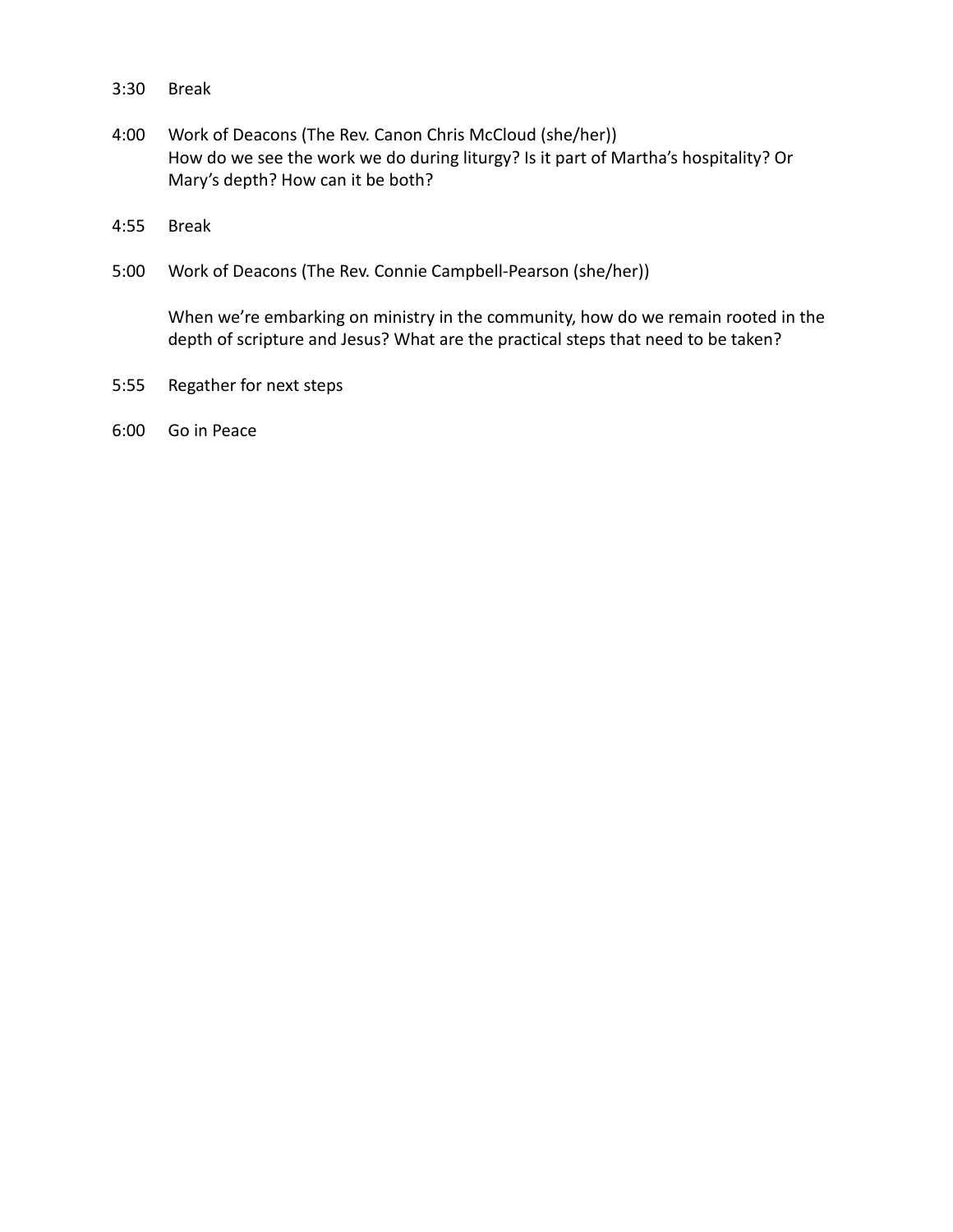3:30 Break

4:00 Work of Deacons (The Rev. Canon Chris McCloud (she/her))
How do we see the work we do during liturgy? Is it part of Martha's hospitality? Or Mary's depth? How can it be both?

4:55 Break

5:00 Work of Deacons (The Rev. Connie Campbell-Pearson (she/her))

When we're embarking on ministry in the community, how do we remain rooted in the depth of scripture and Jesus? What are the practical steps that need to be taken?

5:55 Regather for next steps

6:00 Go in Peace